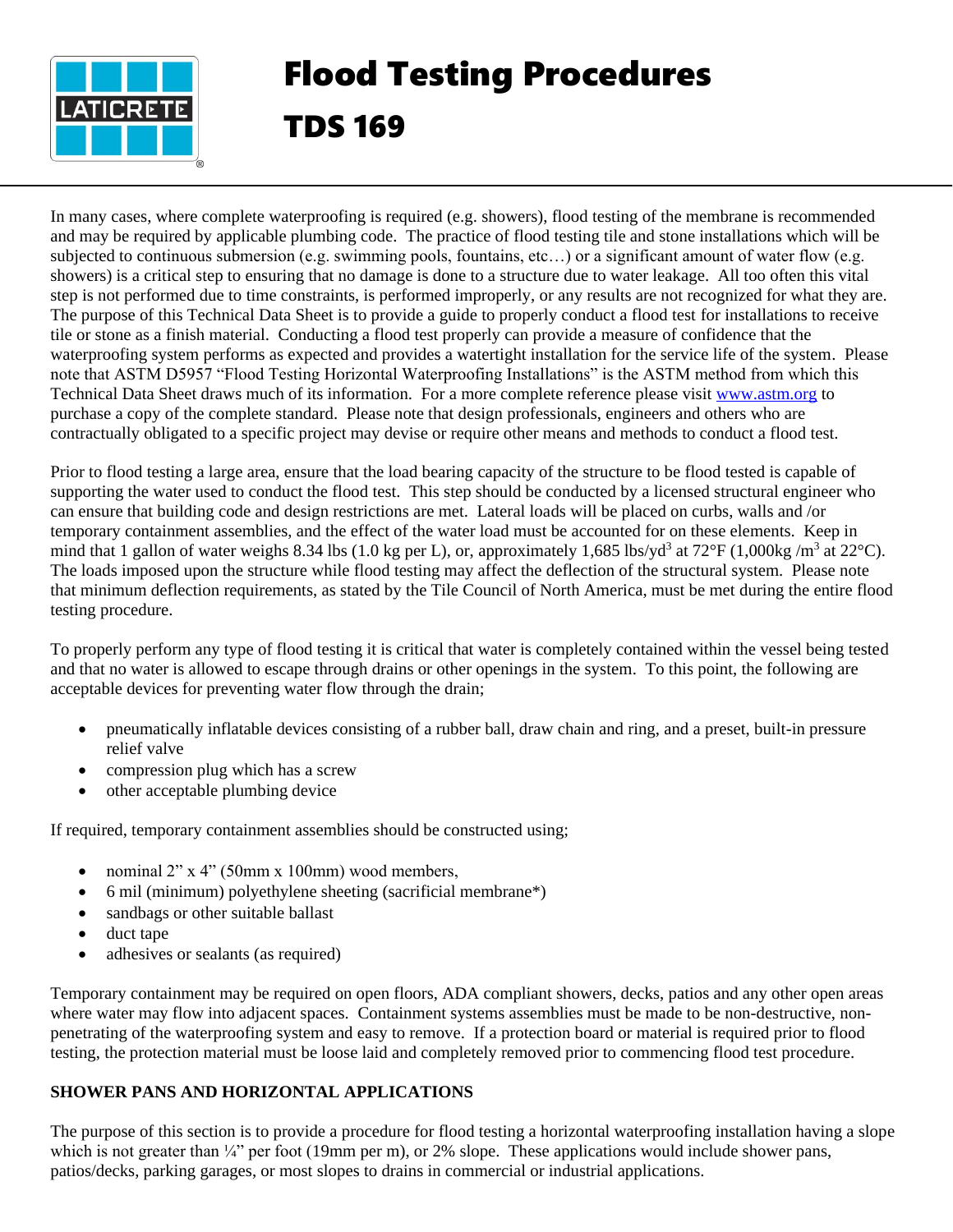# Flood Testing Procedures

## TDS 169

In many cases, where complete waterproofing is required (e.g. showers), flood testing of the membrane is recommended and may be required by applicable plumbing code. The practice of flood testing tile and stone installations which will be subjected to continuous submersion (e.g. swimming pools, fountains, etc…) or a significant amount of water flow (e.g. showers) is a critical step to ensuring that no damage is done to a structure due to water leakage. All too often this vital step is not performed due to time constraints, is performed improperly, or any results are not recognized for what they are. The purpose of this Technical Data Sheet is to provide a guide to properly conduct a flood test for installations to receive tile or stone as a finish material. Conducting a flood test properly can provide a measure of confidence that the waterproofing system performs as expected and provides a watertight installation for the service life of the system. Please note that ASTM D5957 "Flood Testing Horizontal Waterproofing Installations" is the ASTM method from which this Technical Data Sheet draws much of its information. For a more complete reference please visit [www.astm.org](http://www.astm.org) to purchase a copy of the complete standard. Please note that design professionals, engineers and others who are contractually obligated to a specific project may devise or require other means and methods to conduct a flood test.

Prior to flood testing a large area, ensure that the load bearing capacity of the structure to be flood tested is capable of supporting the water used to conduct the flood test. This step should be conducted by a licensed structural engineer who can ensure that building code and design restrictions are met. Lateral loads will be placed on curbs, walls and /or temporary containment assemblies, and the effect of the water load must be accounted for on these elements. Keep in mind that 1 gallon of water weighs 8.34 lbs (1.0 kg per L), or, approximately 1,685 lbs/yd$^3$ at 72°F (1,000kg /m$^3$ at 22°C). The loads imposed upon the structure while flood testing may affect the deflection of the structural system. Please note that minimum deflection requirements, as stated by the Tile Council of North America, must be met during the entire flood testing procedure.

To properly perform any type of flood testing it is critical that water is completely contained within the vessel being tested and that no water is allowed to escape through drains or other openings in the system. To this point, the following are acceptable devices for preventing water flow through the drain;

- pneumatically inflatable devices consisting of a rubber ball, draw chain and ring, and a preset, built-in pressure relief valve
- compression plug which has a screw
- other acceptable plumbing device

If required, temporary containment assemblies should be constructed using;

- nominal 2" x 4" (50mm x 100mm) wood members,
- 6 mil (minimum) polyethylene sheeting (sacrificial membrane*)
- sandbags or other suitable ballast
- duct tape
- adhesives or sealants (as required)

Temporary containment may be required on open floors, ADA compliant showers, decks, patios and any other open areas where water may flow into adjacent spaces. Containment systems assemblies must be made to be non-destructive, non-penetrating of the waterproofing system and easy to remove. If a protection board or material is required prior to flood testing, the protection material must be loose laid and completely removed prior to commencing flood test procedure.

**SHOWER PANS AND HORIZONTAL APPLICATIONS**

The purpose of this section is to provide a procedure for flood testing a horizontal waterproofing installation having a slope which is not greater than ¼" per foot (19mm per m), or 2% slope. These applications would include shower pans, patios/decks, parking garages, or most slopes to drains in commercial or industrial applications.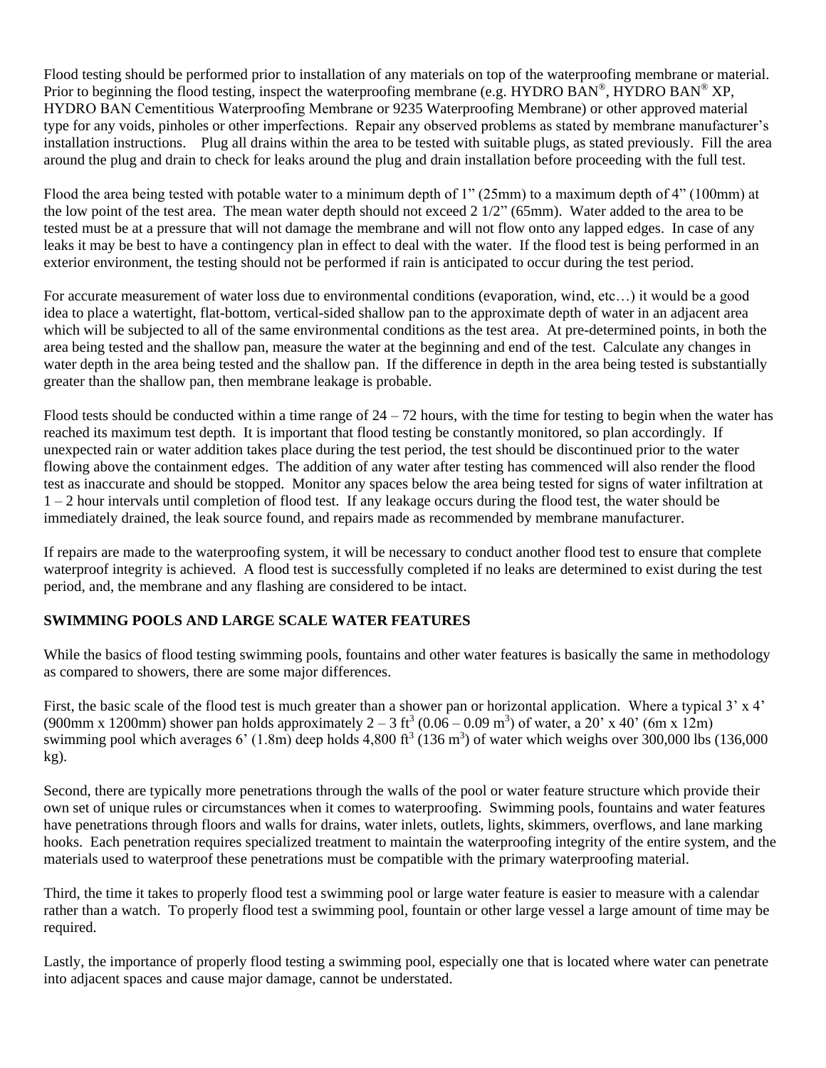Flood testing should be performed prior to installation of any materials on top of the waterproofing membrane or material. Prior to beginning the flood testing, inspect the waterproofing membrane (e.g. HYDRO BAN®, HYDRO BAN® XP, HYDRO BAN Cementitious Waterproofing Membrane or 9235 Waterproofing Membrane) or other approved material type for any voids, pinholes or other imperfections. Repair any observed problems as stated by membrane manufacturer's installation instructions. Plug all drains within the area to be tested with suitable plugs, as stated previously. Fill the area around the plug and drain to check for leaks around the plug and drain installation before proceeding with the full test.

Flood the area being tested with potable water to a minimum depth of 1" (25mm) to a maximum depth of 4" (100mm) at the low point of the test area. The mean water depth should not exceed 2 1/2" (65mm). Water added to the area to be tested must be at a pressure that will not damage the membrane and will not flow onto any lapped edges. In case of any leaks it may be best to have a contingency plan in effect to deal with the water. If the flood test is being performed in an exterior environment, the testing should not be performed if rain is anticipated to occur during the test period.

For accurate measurement of water loss due to environmental conditions (evaporation, wind, etc…) it would be a good idea to place a watertight, flat-bottom, vertical-sided shallow pan to the approximate depth of water in an adjacent area which will be subjected to all of the same environmental conditions as the test area. At pre-determined points, in both the area being tested and the shallow pan, measure the water at the beginning and end of the test. Calculate any changes in water depth in the area being tested and the shallow pan. If the difference in depth in the area being tested is substantially greater than the shallow pan, then membrane leakage is probable.

Flood tests should be conducted within a time range of 24 – 72 hours, with the time for testing to begin when the water has reached its maximum test depth. It is important that flood testing be constantly monitored, so plan accordingly. If unexpected rain or water addition takes place during the test period, the test should be discontinued prior to the water flowing above the containment edges. The addition of any water after testing has commenced will also render the flood test as inaccurate and should be stopped. Monitor any spaces below the area being tested for signs of water infiltration at 1 – 2 hour intervals until completion of flood test. If any leakage occurs during the flood test, the water should be immediately drained, the leak source found, and repairs made as recommended by membrane manufacturer.

If repairs are made to the waterproofing system, it will be necessary to conduct another flood test to ensure that complete waterproof integrity is achieved. A flood test is successfully completed if no leaks are determined to exist during the test period, and, the membrane and any flashing are considered to be intact.

**SWIMMING POOLS AND LARGE SCALE WATER FEATURES**

While the basics of flood testing swimming pools, fountains and other water features is basically the same in methodology as compared to showers, there are some major differences.

First, the basic scale of the flood test is much greater than a shower pan or horizontal application. Where a typical 3' x 4' (900mm x 1200mm) shower pan holds approximately 2 – 3 $ft^3$ (0.06 – 0.09 $m^3$) of water, a 20' x 40' (6m x 12m) swimming pool which averages 6' (1.8m) deep holds 4,800 $ft^3$ (136 $m^3$) of water which weighs over 300,000 lbs (136,000 kg).

Second, there are typically more penetrations through the walls of the pool or water feature structure which provide their own set of unique rules or circumstances when it comes to waterproofing. Swimming pools, fountains and water features have penetrations through floors and walls for drains, water inlets, outlets, lights, skimmers, overflows, and lane marking hooks. Each penetration requires specialized treatment to maintain the waterproofing integrity of the entire system, and the materials used to waterproof these penetrations must be compatible with the primary waterproofing material.

Third, the time it takes to properly flood test a swimming pool or large water feature is easier to measure with a calendar rather than a watch. To properly flood test a swimming pool, fountain or other large vessel a large amount of time may be required.

Lastly, the importance of properly flood testing a swimming pool, especially one that is located where water can penetrate into adjacent spaces and cause major damage, cannot be understated.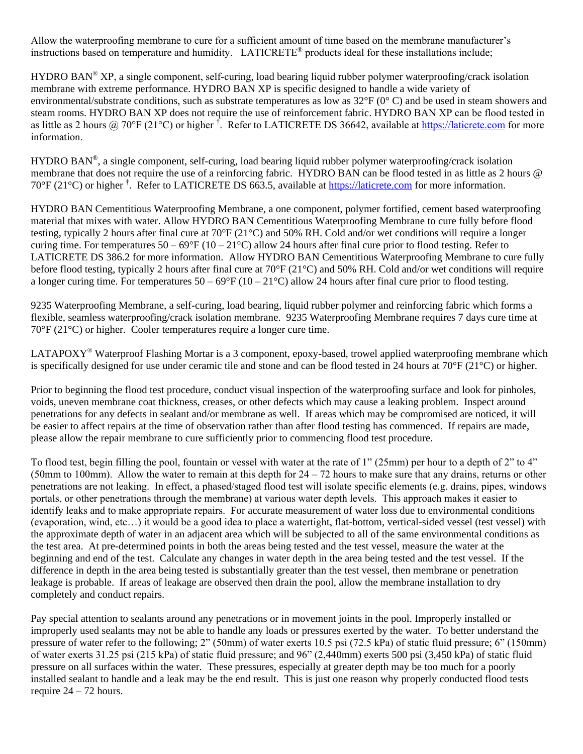Allow the waterproofing membrane to cure for a sufficient amount of time based on the membrane manufacturer's instructions based on temperature and humidity.  LATICRETE® products ideal for these installations include;

HYDRO BAN® XP, a single component, self-curing, load bearing liquid rubber polymer waterproofing/crack isolation membrane with extreme performance. HYDRO BAN XP is specific designed to handle a wide variety of environmental/substrate conditions, such as substrate temperatures as low as 32°F (0° C) and be used in steam showers and steam rooms. HYDRO BAN XP does not require the use of reinforcement fabric. HYDRO BAN XP can be flood tested in as little as 2 hours @ 70°F (21°C) or higher †.  Refer to LATICRETE DS 36642, available at https://laticrete.com for more information.

HYDRO BAN®, a single component, self-curing, load bearing liquid rubber polymer waterproofing/crack isolation membrane that does not require the use of a reinforcing fabric.  HYDRO BAN can be flood tested in as little as 2 hours @ 70°F (21°C) or higher †.  Refer to LATICRETE DS 663.5, available at https://laticrete.com for more information.

HYDRO BAN Cementitious Waterproofing Membrane, a one component, polymer fortified, cement based waterproofing material that mixes with water. Allow HYDRO BAN Cementitious Waterproofing Membrane to cure fully before flood testing, typically 2 hours after final cure at 70°F (21°C) and 50% RH. Cold and/or wet conditions will require a longer curing time. For temperatures 50 – 69°F (10 – 21°C) allow 24 hours after final cure prior to flood testing. Refer to LATICRETE DS 386.2 for more information.  Allow HYDRO BAN Cementitious Waterproofing Membrane to cure fully before flood testing, typically 2 hours after final cure at 70°F (21°C) and 50% RH. Cold and/or wet conditions will require a longer curing time. For temperatures 50 – 69°F (10 – 21°C) allow 24 hours after final cure prior to flood testing.

9235 Waterproofing Membrane, a self-curing, load bearing, liquid rubber polymer and reinforcing fabric which forms a flexible, seamless waterproofing/crack isolation membrane.  9235 Waterproofing Membrane requires 7 days cure time at 70°F (21°C) or higher.  Cooler temperatures require a longer cure time.

LATAPOXY® Waterproof Flashing Mortar is a 3 component, epoxy-based, trowel applied waterproofing membrane which is specifically designed for use under ceramic tile and stone and can be flood tested in 24 hours at 70°F (21°C) or higher.

Prior to beginning the flood test procedure, conduct visual inspection of the waterproofing surface and look for pinholes, voids, uneven membrane coat thickness, creases, or other defects which may cause a leaking problem.  Inspect around penetrations for any defects in sealant and/or membrane as well.  If areas which may be compromised are noticed, it will be easier to affect repairs at the time of observation rather than after flood testing has commenced.  If repairs are made, please allow the repair membrane to cure sufficiently prior to commencing flood test procedure.

To flood test, begin filling the pool, fountain or vessel with water at the rate of 1" (25mm) per hour to a depth of 2" to 4" (50mm to 100mm).  Allow the water to remain at this depth for 24 – 72 hours to make sure that any drains, returns or other penetrations are not leaking.  In effect, a phased/staged flood test will isolate specific elements (e.g. drains, pipes, windows portals, or other penetrations through the membrane) at various water depth levels.  This approach makes it easier to identify leaks and to make appropriate repairs.  For accurate measurement of water loss due to environmental conditions (evaporation, wind, etc…) it would be a good idea to place a watertight, flat-bottom, vertical-sided vessel (test vessel) with the approximate depth of water in an adjacent area which will be subjected to all of the same environmental conditions as the test area.  At pre-determined points in both the areas being tested and the test vessel, measure the water at the beginning and end of the test.  Calculate any changes in water depth in the area being tested and the test vessel.  If the difference in depth in the area being tested is substantially greater than the test vessel, then membrane or penetration leakage is probable.  If areas of leakage are observed then drain the pool, allow the membrane installation to dry completely and conduct repairs.

Pay special attention to sealants around any penetrations or in movement joints in the pool. Improperly installed or improperly used sealants may not be able to handle any loads or pressures exerted by the water.  To better understand the pressure of water refer to the following; 2" (50mm) of water exerts 10.5 psi (72.5 kPa) of static fluid pressure; 6" (150mm) of water exerts 31.25 psi (215 kPa) of static fluid pressure; and 96" (2,440mm) exerts 500 psi (3,450 kPa) of static fluid pressure on all surfaces within the water.  These pressures, especially at greater depth may be too much for a poorly installed sealant to handle and a leak may be the end result.  This is just one reason why properly conducted flood tests require 24 – 72 hours.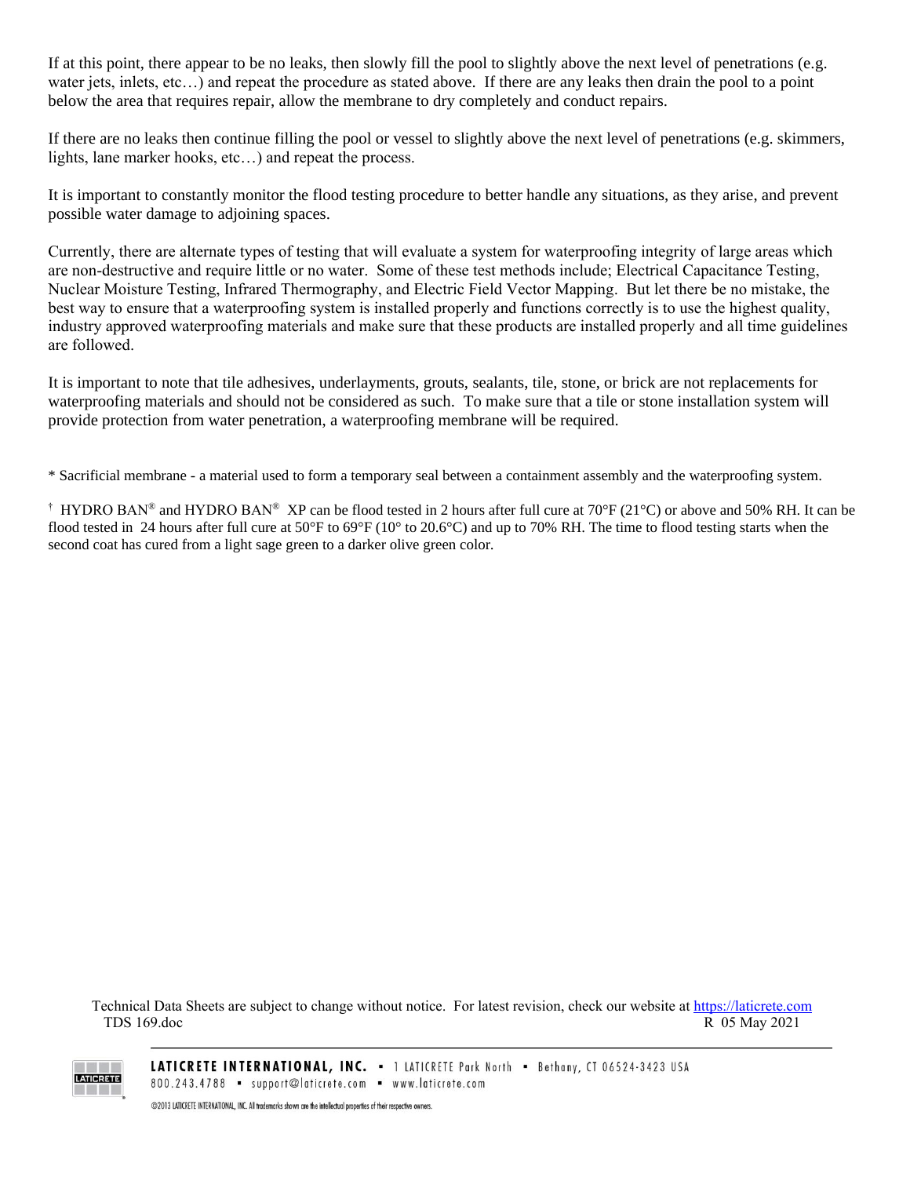If at this point, there appear to be no leaks, then slowly fill the pool to slightly above the next level of penetrations (e.g. water jets, inlets, etc…) and repeat the procedure as stated above. If there are any leaks then drain the pool to a point below the area that requires repair, allow the membrane to dry completely and conduct repairs.

If there are no leaks then continue filling the pool or vessel to slightly above the next level of penetrations (e.g. skimmers, lights, lane marker hooks, etc…) and repeat the process.

It is important to constantly monitor the flood testing procedure to better handle any situations, as they arise, and prevent possible water damage to adjoining spaces.

Currently, there are alternate types of testing that will evaluate a system for waterproofing integrity of large areas which are non-destructive and require little or no water. Some of these test methods include; Electrical Capacitance Testing, Nuclear Moisture Testing, Infrared Thermography, and Electric Field Vector Mapping. But let there be no mistake, the best way to ensure that a waterproofing system is installed properly and functions correctly is to use the highest quality, industry approved waterproofing materials and make sure that these products are installed properly and all time guidelines are followed.

It is important to note that tile adhesives, underlayments, grouts, sealants, tile, stone, or brick are not replacements for waterproofing materials and should not be considered as such. To make sure that a tile or stone installation system will provide protection from water penetration, a waterproofing membrane will be required.

* Sacrificial membrane - a material used to form a temporary seal between a containment assembly and the waterproofing system.

† HYDRO BAN® and HYDRO BAN® XP can be flood tested in 2 hours after full cure at 70°F (21°C) or above and 50% RH. It can be flood tested in 24 hours after full cure at 50°F to 69°F (10° to 20.6°C) and up to 70% RH. The time to flood testing starts when the second coat has cured from a light sage green to a darker olive green color.

Technical Data Sheets are subject to change without notice. For latest revision, check our website at https://laticrete.com
TDS 169.doc R 05 May 2021

**LATICRETE INTERNATIONAL, INC.** ▪ 1 LATICRETE Park North ▪ Bethany, CT 06524-3423 USA
800.243.4788 ▪ support@laticrete.com ▪ www.laticrete.com

©2013 LATICRETE INTERNATIONAL, INC. All trademarks shown are the intellectual properties of their respective owners.